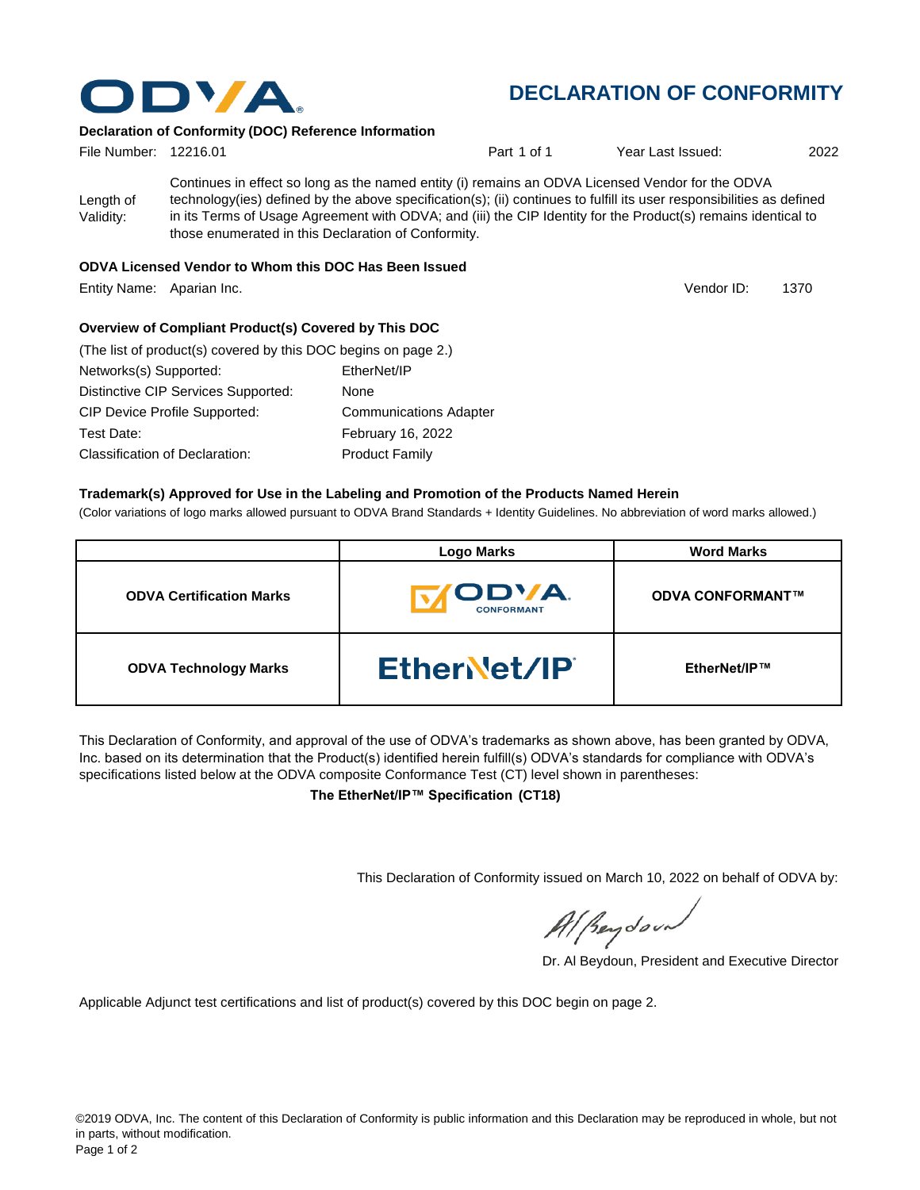# DECLARATION OF CONFORMITY

**Declaration of Conformity (DOC) Reference Information**

File Number: 12216.01 | Part 1 of 1 | Year Last Issued: 2022

Length of Validity: Continues in effect so long as the named entity (i) remains an ODVA Licensed Vendor for the ODVA technology(ies) defined by the above specification(s); (ii) continues to fulfill its user responsibilities as defined in its Terms of Usage Agreement with ODVA; and (iii) the CIP Identity for the Product(s) remains identical to those enumerated in this Declaration of Conformity.

**ODVA Licensed Vendor to Whom this DOC Has Been Issued**

Entity Name: Aparian Inc. | Vendor ID: 1370

**Overview of Compliant Product(s) Covered by This DOC**

(The list of product(s) covered by this DOC begins on page 2.)

Networks(s) Supported: EtherNet/IP

Distinctive CIP Services Supported: None

CIP Device Profile Supported: Communications Adapter

Test Date: February 16, 2022

Classification of Declaration: Product Family

**Trademark(s) Approved for Use in the Labeling and Promotion of the Products Named Herein**

(Color variations of logo marks allowed pursuant to ODVA Brand Standards + Identity Guidelines. No abbreviation of word marks allowed.)

| | Logo Marks | Word Marks |
|---|---|---|
| **ODVA Certification Marks** | ODVA CONFORMANT | **ODVA CONFORMANT™** |
| **ODVA Technology Marks** | EtherNet/IP | **EtherNet/IP™** |

This Declaration of Conformity, and approval of the use of ODVA's trademarks as shown above, has been granted by ODVA, Inc. based on its determination that the Product(s) identified herein fulfill(s) ODVA's standards for compliance with ODVA's specifications listed below at the ODVA composite Conformance Test (CT) level shown in parentheses:

**The EtherNet/IP™ Specification (CT18)**

This Declaration of Conformity issued on March 10, 2022 on behalf of ODVA by:

Dr. Al Beydoun, President and Executive Director

Applicable Adjunct test certifications and list of product(s) covered by this DOC begin on page 2.

©2019 ODVA, Inc. The content of this Declaration of Conformity is public information and this Declaration may be reproduced in whole, but not in parts, without modification.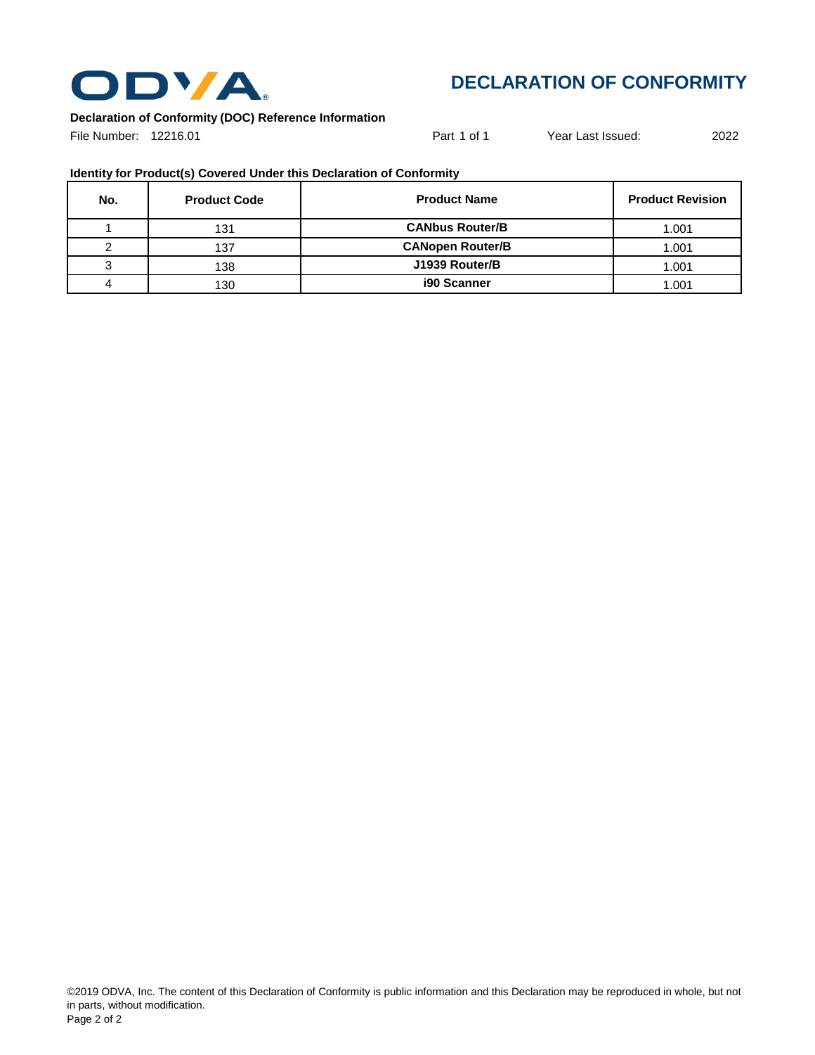# DECLARATION OF CONFORMITY

**Declaration of Conformity (DOC) Reference Information**

File Number: 12216.01 Part 1 of 1 Year Last Issued: 2022

**Identity for Product(s) Covered Under this Declaration of Conformity**

| No. | Product Code | Product Name | Product Revision |
|---|---|---|---|
| 1 | 131 | **CANbus Router/B** | 1.001 |
| 2 | 137 | **CANopen Router/B** | 1.001 |
| 3 | 138 | **J1939 Router/B** | 1.001 |
| 4 | 130 | **i90 Scanner** | 1.001 |

©2019 ODVA, Inc. The content of this Declaration of Conformity is public information and this Declaration may be reproduced in whole, but not in parts, without modification.